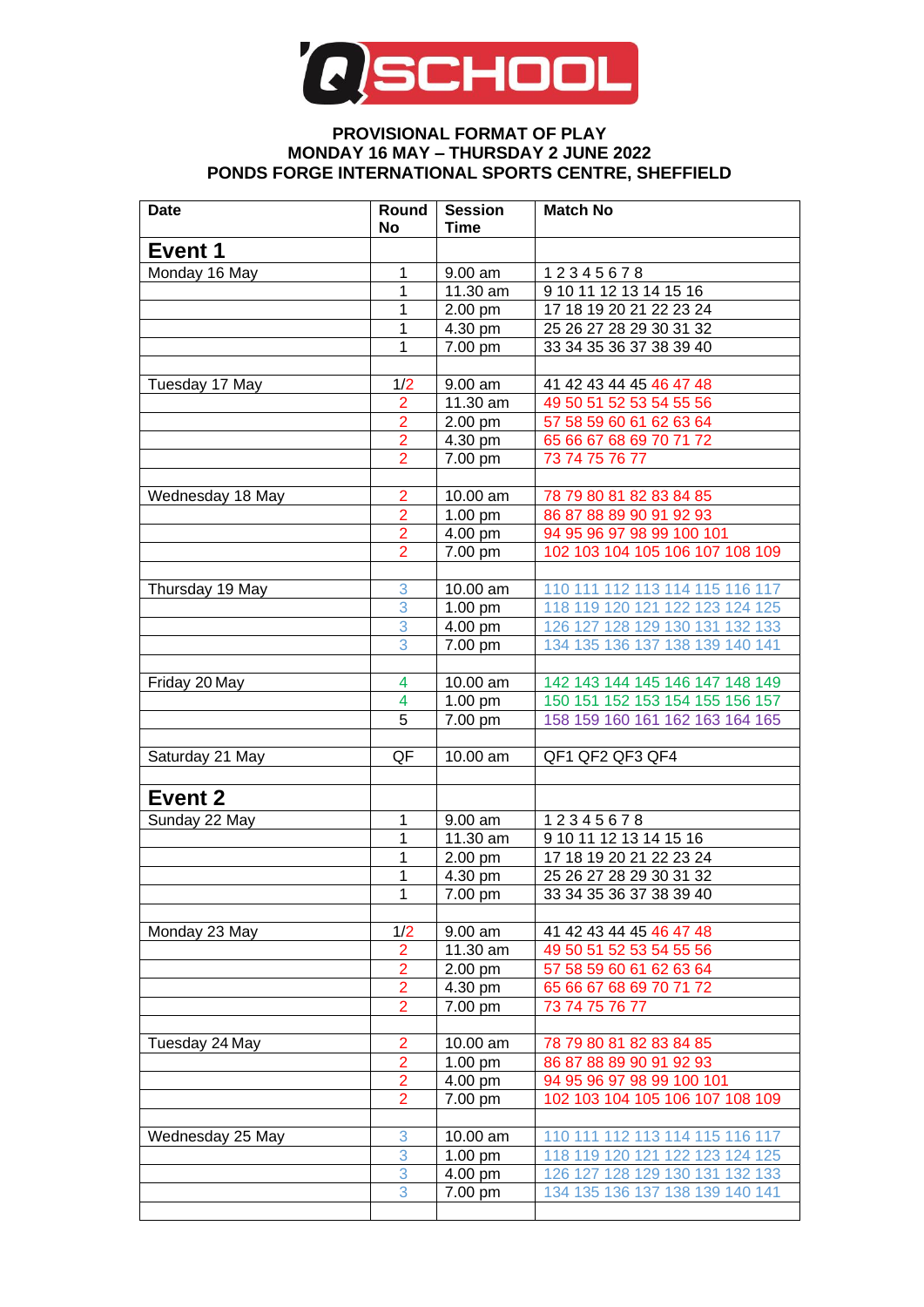Q SCHOOL

**PROVISIONAL FORMAT OF PLAY**
**MONDAY 16 MAY – THURSDAY 2 JUNE 2022**
**PONDS FORGE INTERNATIONAL SPORTS CENTRE, SHEFFIELD**

| Date | Round No | Session Time | Match No |
|---|---|---|---|
| **Event 1** | | | |
| Monday 16 May | 1 | 9.00 am | 1 2 3 4 5 6 7 8 |
| | 1 | 11.30 am | 9 10 11 12 13 14 15 16 |
| | 1 | 2.00 pm | 17 18 19 20 21 22 23 24 |
| | 1 | 4.30 pm | 25 26 27 28 29 30 31 32 |
| | 1 | 7.00 pm | 33 34 35 36 37 38 39 40 |
| | | | |
| Tuesday 17 May | 1/2 | 9.00 am | 41 42 43 44 45 46 47 48 |
| | 2 | 11.30 am | 49 50 51 52 53 54 55 56 |
| | 2 | 2.00 pm | 57 58 59 60 61 62 63 64 |
| | 2 | 4.30 pm | 65 66 67 68 69 70 71 72 |
| | 2 | 7.00 pm | 73 74 75 76 77 |
| | | | |
| Wednesday 18 May | 2 | 10.00 am | 78 79 80 81 82 83 84 85 |
| | 2 | 1.00 pm | 86 87 88 89 90 91 92 93 |
| | 2 | 4.00 pm | 94 95 96 97 98 99 100 101 |
| | 2 | 7.00 pm | 102 103 104 105 106 107 108 109 |
| | | | |
| Thursday 19 May | 3 | 10.00 am | 110 111 112 113 114 115 116 117 |
| | 3 | 1.00 pm | 118 119 120 121 122 123 124 125 |
| | 3 | 4.00 pm | 126 127 128 129 130 131 132 133 |
| | 3 | 7.00 pm | 134 135 136 137 138 139 140 141 |
| | | | |
| Friday 20 May | 4 | 10.00 am | 142 143 144 145 146 147 148 149 |
| | 4 | 1.00 pm | 150 151 152 153 154 155 156 157 |
| | 5 | 7.00 pm | 158 159 160 161 162 163 164 165 |
| | | | |
| Saturday 21 May | QF | 10.00 am | QF1 QF2 QF3 QF4 |
| | | | |
| **Event 2** | | | |
| Sunday 22 May | 1 | 9.00 am | 1 2 3 4 5 6 7 8 |
| | 1 | 11.30 am | 9 10 11 12 13 14 15 16 |
| | 1 | 2.00 pm | 17 18 19 20 21 22 23 24 |
| | 1 | 4.30 pm | 25 26 27 28 29 30 31 32 |
| | 1 | 7.00 pm | 33 34 35 36 37 38 39 40 |
| | | | |
| Monday 23 May | 1/2 | 9.00 am | 41 42 43 44 45 46 47 48 |
| | 2 | 11.30 am | 49 50 51 52 53 54 55 56 |
| | 2 | 2.00 pm | 57 58 59 60 61 62 63 64 |
| | 2 | 4.30 pm | 65 66 67 68 69 70 71 72 |
| | 2 | 7.00 pm | 73 74 75 76 77 |
| | | | |
| Tuesday 24 May | 2 | 10.00 am | 78 79 80 81 82 83 84 85 |
| | 2 | 1.00 pm | 86 87 88 89 90 91 92 93 |
| | 2 | 4.00 pm | 94 95 96 97 98 99 100 101 |
| | 2 | 7.00 pm | 102 103 104 105 106 107 108 109 |
| | | | |
| Wednesday 25 May | 3 | 10.00 am | 110 111 112 113 114 115 116 117 |
| | 3 | 1.00 pm | 118 119 120 121 122 123 124 125 |
| | 3 | 4.00 pm | 126 127 128 129 130 131 132 133 |
| | 3 | 7.00 pm | 134 135 136 137 138 139 140 141 |
| | | | |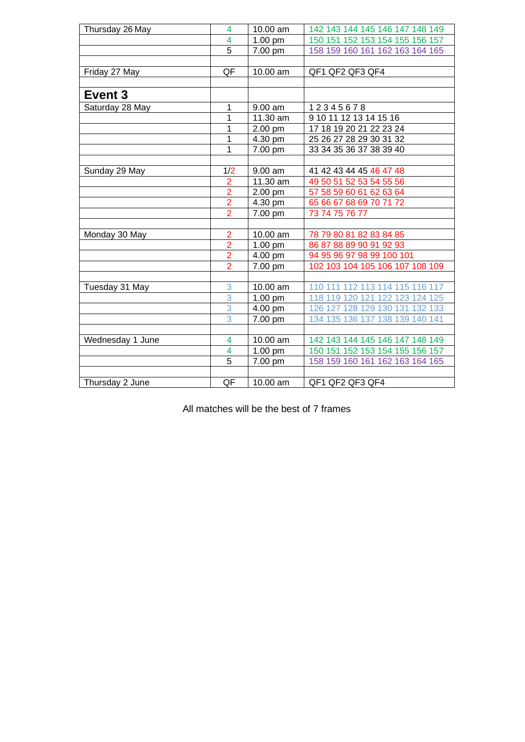| | | | |
|---|---|---|---|
| Thursday 26 May | 4 | 10.00 am | 142 143 144 145 146 147 148 149 |
| | 4 | 1.00 pm | 150 151 152 153 154 155 156 157 |
| | 5 | 7.00 pm | 158 159 160 161 162 163 164 165 |
| | | | |
| Friday 27 May | QF | 10.00 am | QF1 QF2 QF3 QF4 |
| | | | |
| **Event 3** | | | |
| Saturday 28 May | 1 | 9.00 am | 1 2 3 4 5 6 7 8 |
| | 1 | 11.30 am | 9 10 11 12 13 14 15 16 |
| | 1 | 2.00 pm | 17 18 19 20 21 22 23 24 |
| | 1 | 4.30 pm | 25 26 27 28 29 30 31 32 |
| | 1 | 7.00 pm | 33 34 35 36 37 38 39 40 |
| | | | |
| Sunday 29 May | 1/2 | 9.00 am | 41 42 43 44 45 46 47 48 |
| | 2 | 11.30 am | 49 50 51 52 53 54 55 56 |
| | 2 | 2.00 pm | 57 58 59 60 61 62 63 64 |
| | 2 | 4.30 pm | 65 66 67 68 69 70 71 72 |
| | 2 | 7.00 pm | 73 74 75 76 77 |
| | | | |
| Monday 30 May | 2 | 10.00 am | 78 79 80 81 82 83 84 85 |
| | 2 | 1.00 pm | 86 87 88 89 90 91 92 93 |
| | 2 | 4.00 pm | 94 95 96 97 98 99 100 101 |
| | 2 | 7.00 pm | 102 103 104 105 106 107 108 109 |
| | | | |
| Tuesday 31 May | 3 | 10.00 am | 110 111 112 113 114 115 116 117 |
| | 3 | 1.00 pm | 118 119 120 121 122 123 124 125 |
| | 3 | 4.00 pm | 126 127 128 129 130 131 132 133 |
| | 3 | 7.00 pm | 134 135 136 137 138 139 140 141 |
| | | | |
| Wednesday 1 June | 4 | 10.00 am | 142 143 144 145 146 147 148 149 |
| | 4 | 1.00 pm | 150 151 152 153 154 155 156 157 |
| | 5 | 7.00 pm | 158 159 160 161 162 163 164 165 |
| | | | |
| Thursday 2 June | QF | 10.00 am | QF1 QF2 QF3 QF4 |

All matches will be the best of 7 frames